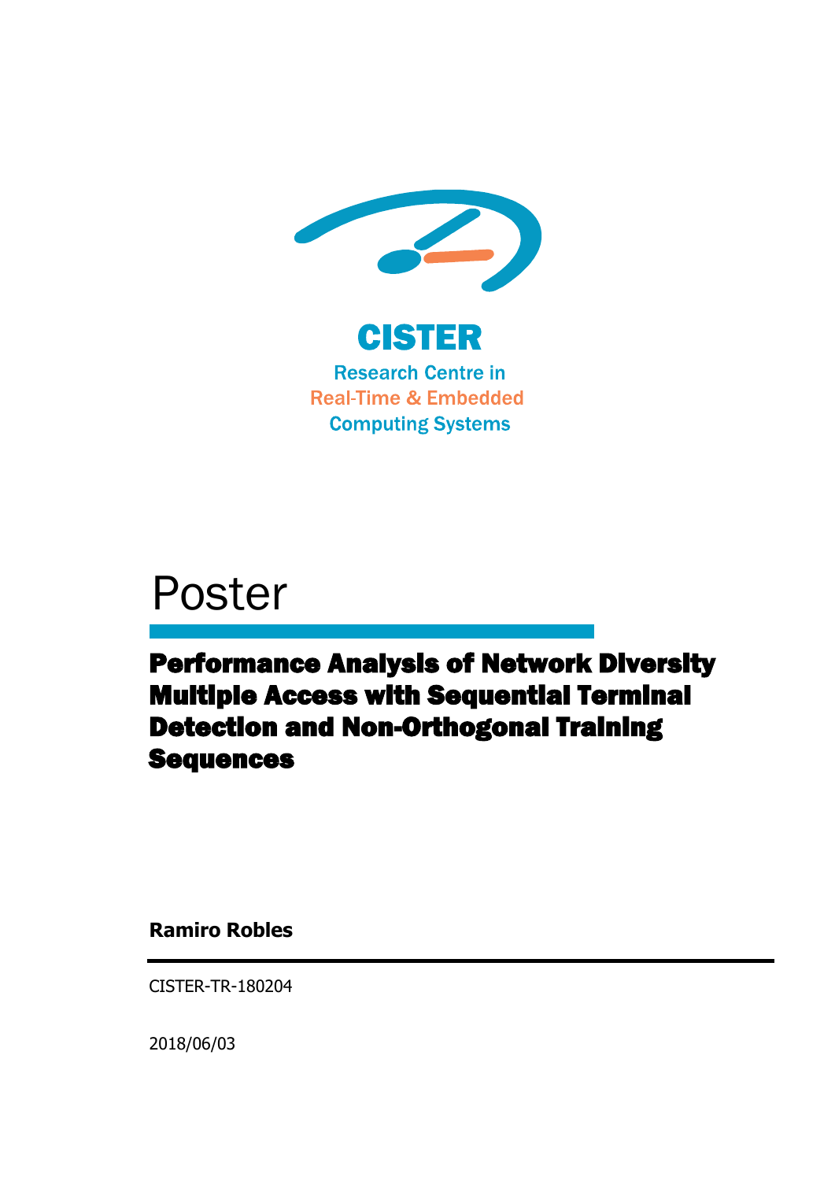CISTER

Research Centre in
Real-Time & Embedded
Computing Systems

# Poster

## Performance Analysis of Network Diversity Multiple Access with Sequential Terminal Detection and Non-Orthogonal Training Sequences

**Ramiro Robles**

CISTER-TR-180204

2018/06/03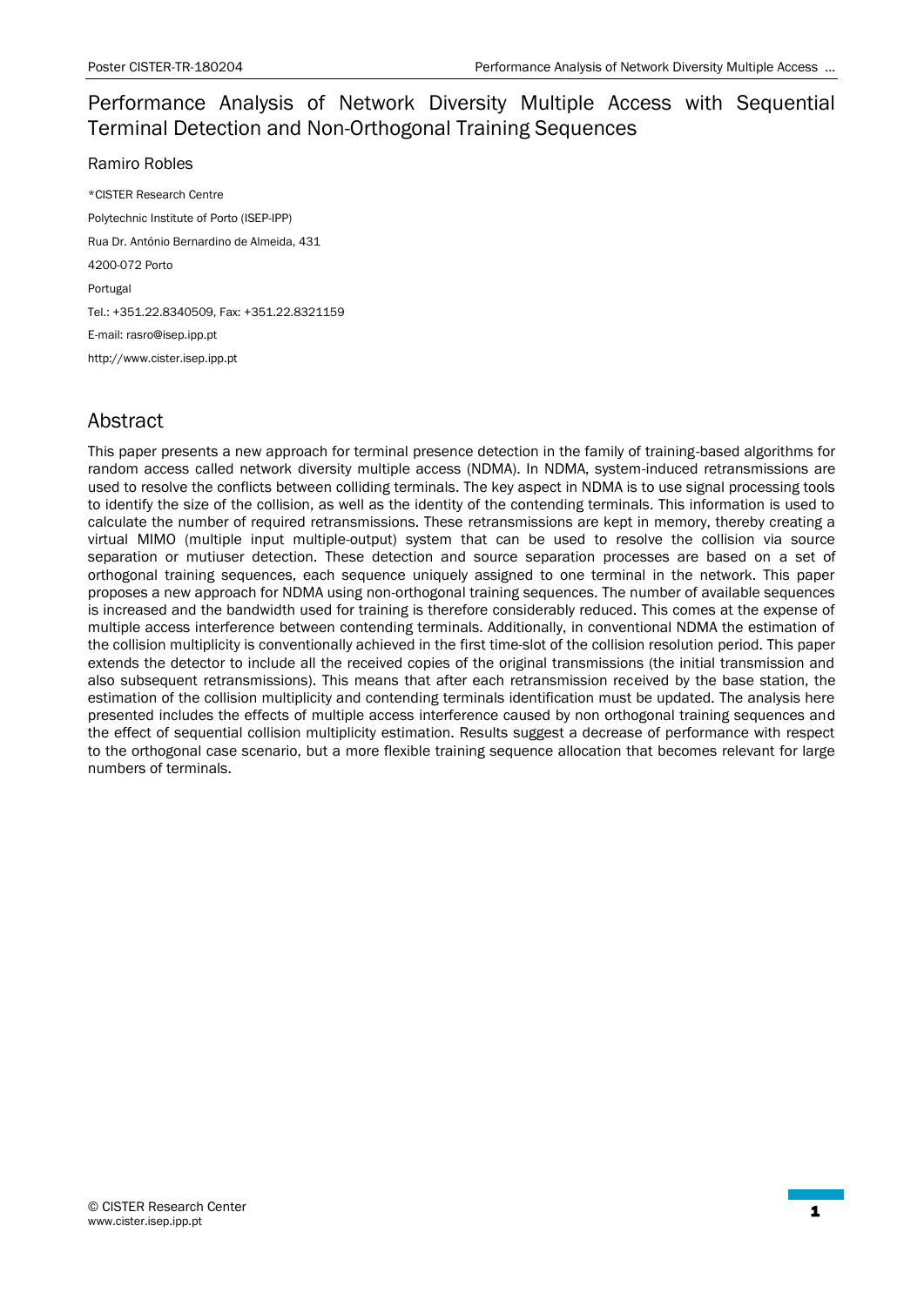# Performance Analysis of Network Diversity Multiple Access with Sequential Terminal Detection and Non-Orthogonal Training Sequences

Ramiro Robles

*CISTER Research Centre

Polytechnic Institute of Porto (ISEP-IPP)

Rua Dr. António Bernardino de Almeida, 431

4200-072 Porto

Portugal

Tel.: +351.22.8340509, Fax: +351.22.8321159

E-mail: rasro@isep.ipp.pt

http://www.cister.isep.ipp.pt

## Abstract

This paper presents a new approach for terminal presence detection in the family of training-based algorithms for random access called network diversity multiple access (NDMA). In NDMA, system-induced retransmissions are used to resolve the conflicts between colliding terminals. The key aspect in NDMA is to use signal processing tools to identify the size of the collision, as well as the identity of the contending terminals. This information is used to calculate the number of required retransmissions. These retransmissions are kept in memory, thereby creating a virtual MIMO (multiple input multiple-output) system that can be used to resolve the collision via source separation or mutiuser detection. These detection and source separation processes are based on a set of orthogonal training sequences, each sequence uniquely assigned to one terminal in the network. This paper proposes a new approach for NDMA using non-orthogonal training sequences. The number of available sequences is increased and the bandwidth used for training is therefore considerably reduced. This comes at the expense of multiple access interference between contending terminals. Additionally, in conventional NDMA the estimation of the collision multiplicity is conventionally achieved in the first time-slot of the collision resolution period. This paper extends the detector to include all the received copies of the original transmissions (the initial transmission and also subsequent retransmissions). This means that after each retransmission received by the base station, the estimation of the collision multiplicity and contending terminals identification must be updated. The analysis here presented includes the effects of multiple access interference caused by non orthogonal training sequences and the effect of sequential collision multiplicity estimation. Results suggest a decrease of performance with respect to the orthogonal case scenario, but a more flexible training sequence allocation that becomes relevant for large numbers of terminals.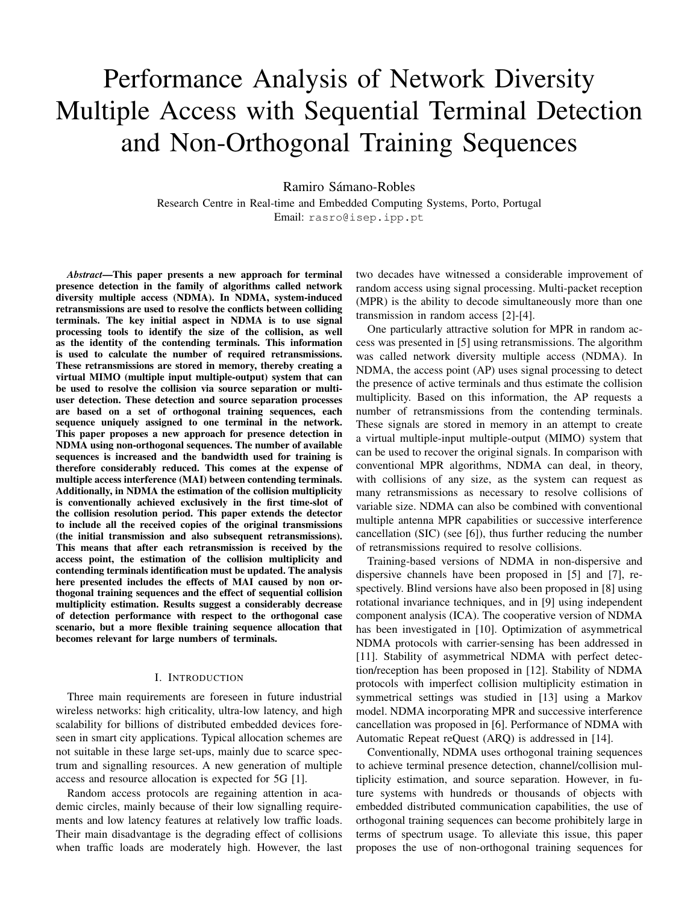# Performance Analysis of Network Diversity Multiple Access with Sequential Terminal Detection and Non-Orthogonal Training Sequences

Ramiro Sámano-Robles

Research Centre in Real-time and Embedded Computing Systems, Porto, Portugal

Email: rasro@isep.ipp.pt

***Abstract*—This paper presents a new approach for terminal presence detection in the family of algorithms called network diversity multiple access (NDMA). In NDMA, system-induced retransmissions are used to resolve the conflicts between colliding terminals. The key initial aspect in NDMA is to use signal processing tools to identify the size of the collision, as well as the identity of the contending terminals. This information is used to calculate the number of required retransmissions. These retransmissions are stored in memory, thereby creating a virtual MIMO (multiple input multiple-output) system that can be used to resolve the collision via source separation or multi-user detection. These detection and source separation processes are based on a set of orthogonal training sequences, each sequence uniquely assigned to one terminal in the network. This paper proposes a new approach for presence detection in NDMA using non-orthogonal sequences. The number of available sequences is increased and the bandwidth used for training is therefore considerably reduced. This comes at the expense of multiple access interference (MAI) between contending terminals. Additionally, in NDMA the estimation of the collision multiplicity is conventionally achieved exclusively in the first time-slot of the collision resolution period. This paper extends the detector to include all the received copies of the original transmissions (the initial transmission and also subsequent retransmissions). This means that after each retransmission is received by the access point, the estimation of the collision multiplicity and contending terminals identification must be updated. The analysis here presented includes the effects of MAI caused by non orthogonal training sequences and the effect of sequential collision multiplicity estimation. Results suggest a considerably decrease of detection performance with respect to the orthogonal case scenario, but a more flexible training sequence allocation that becomes relevant for large numbers of terminals.**

## I. Introduction

Three main requirements are foreseen in future industrial wireless networks: high criticality, ultra-low latency, and high scalability for billions of distributed embedded devices foreseen in smart city applications. Typical allocation schemes are not suitable in these large set-ups, mainly due to scarce spectrum and signalling resources. A new generation of multiple access and resource allocation is expected for 5G [1].

Random access protocols are regaining attention in academic circles, mainly because of their low signalling requirements and low latency features at relatively low traffic loads. Their main disadvantage is the degrading effect of collisions when traffic loads are moderately high. However, the last two decades have witnessed a considerable improvement of random access using signal processing. Multi-packet reception (MPR) is the ability to decode simultaneously more than one transmission in random access [2]-[4].

One particularly attractive solution for MPR in random access was presented in [5] using retransmissions. The algorithm was called network diversity multiple access (NDMA). In NDMA, the access point (AP) uses signal processing to detect the presence of active terminals and thus estimate the collision multiplicity. Based on this information, the AP requests a number of retransmissions from the contending terminals. These signals are stored in memory in an attempt to create a virtual multiple-input multiple-output (MIMO) system that can be used to recover the original signals. In comparison with conventional MPR algorithms, NDMA can deal, in theory, with collisions of any size, as the system can request as many retransmissions as necessary to resolve collisions of variable size. NDMA can also be combined with conventional multiple antenna MPR capabilities or successive interference cancellation (SIC) (see [6]), thus further reducing the number of retransmissions required to resolve collisions.

Training-based versions of NDMA in non-dispersive and dispersive channels have been proposed in [5] and [7], respectively. Blind versions have also been proposed in [8] using rotational invariance techniques, and in [9] using independent component analysis (ICA). The cooperative version of NDMA has been investigated in [10]. Optimization of asymmetrical NDMA protocols with carrier-sensing has been addressed in [11]. Stability of asymmetrical NDMA with perfect detection/reception has been proposed in [12]. Stability of NDMA protocols with imperfect collision multiplicity estimation in symmetrical settings was studied in [13] using a Markov model. NDMA incorporating MPR and successive interference cancellation was proposed in [6]. Performance of NDMA with Automatic Repeat reQuest (ARQ) is addressed in [14].

Conventionally, NDMA uses orthogonal training sequences to achieve terminal presence detection, channel/collision multiplicity estimation, and source separation. However, in future systems with hundreds or thousands of objects with embedded distributed communication capabilities, the use of orthogonal training sequences can become prohibitely large in terms of spectrum usage. To alleviate this issue, this paper proposes the use of non-orthogonal training sequences for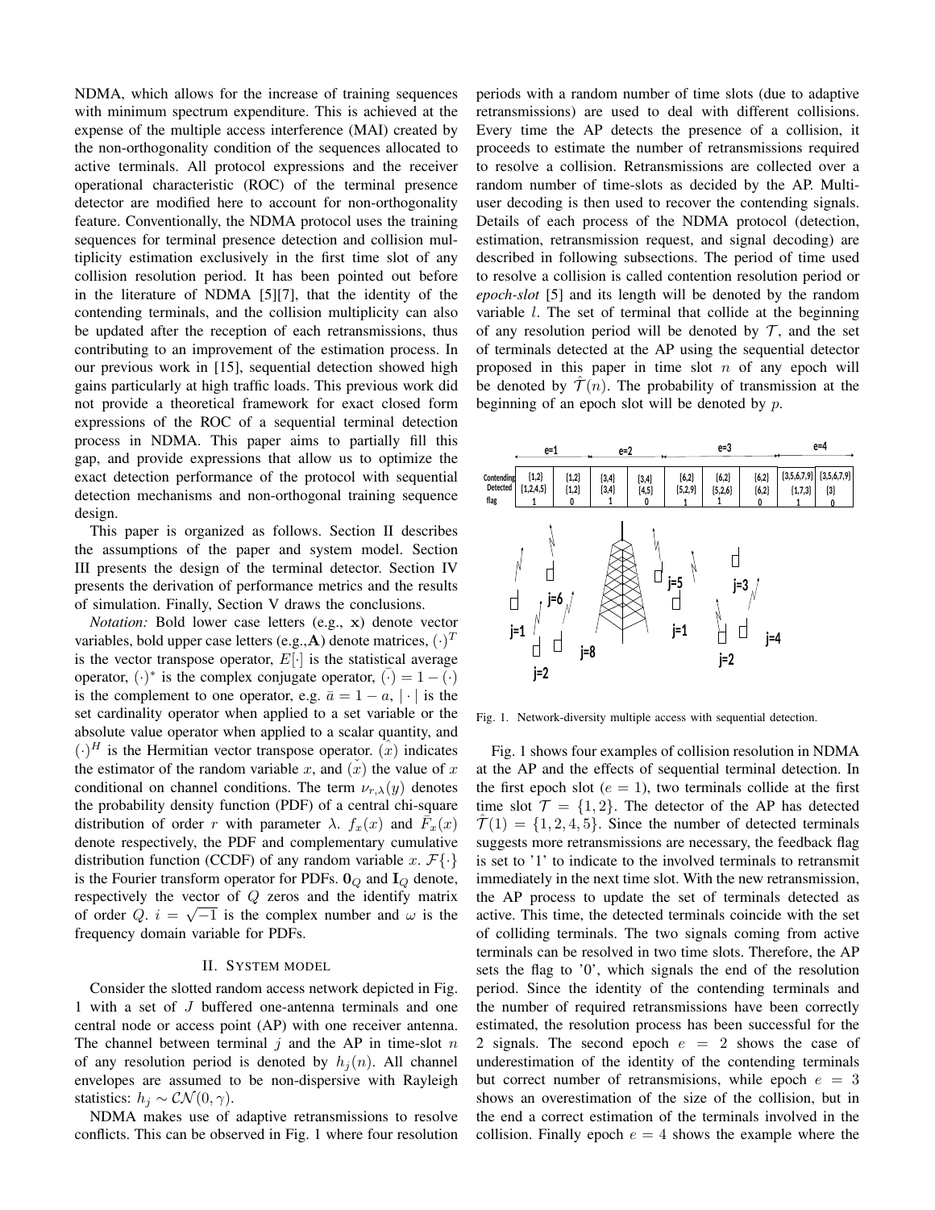NDMA, which allows for the increase of training sequences with minimum spectrum expenditure. This is achieved at the expense of the multiple access interference (MAI) created by the non-orthogonality condition of the sequences allocated to active terminals. All protocol expressions and the receiver operational characteristic (ROC) of the terminal presence detector are modified here to account for non-orthogonality feature. Conventionally, the NDMA protocol uses the training sequences for terminal presence detection and collision multiplicity estimation exclusively in the first time slot of any collision resolution period. It has been pointed out before in the literature of NDMA [5][7], that the identity of the contending terminals, and the collision multiplicity can also be updated after the reception of each retransmissions, thus contributing to an improvement of the estimation process. In our previous work in [15], sequential detection showed high gains particularly at high traffic loads. This previous work did not provide a theoretical framework for exact closed form expressions of the ROC of a sequential terminal detection process in NDMA. This paper aims to partially fill this gap, and provide expressions that allow us to optimize the exact detection performance of the protocol with sequential detection mechanisms and non-orthogonal training sequence design.

This paper is organized as follows. Section II describes the assumptions of the paper and system model. Section III presents the design of the terminal detector. Section IV presents the derivation of performance metrics and the results of simulation. Finally, Section V draws the conclusions.

*Notation:* Bold lower case letters (e.g., $\mathbf{x}$) denote vector variables, bold upper case letters (e.g.,$\mathbf{A}$) denote matrices, $(\cdot)^T$ is the vector transpose operator, $E[\cdot]$ is the statistical average operator, $(\cdot)^*$ is the complex conjugate operator, $\bar{(\cdot)} = 1 - (\cdot)$ is the complement to one operator, e.g. $\bar{a} = 1 - a$, $|\cdot|$ is the set cardinality operator when applied to a set variable or the absolute value operator when applied to a scalar quantity, and $(\cdot)^H$ is the Hermitian vector transpose operator. $\hat{(x)}$ indicates the estimator of the random variable $x$, and $\check{(x)}$ the value of $x$ conditional on channel conditions. The term $\nu_{r,\lambda}(y)$ denotes the probability density function (PDF) of a central chi-square distribution of order $r$ with parameter $\lambda$. $f_x(x)$ and $\bar{F}_x(x)$ denote respectively, the PDF and complementary cumulative distribution function (CCDF) of any random variable $x$. $\mathcal{F}\{\cdot\}$ is the Fourier transform operator for PDFs. $\mathbf{0}_Q$ and $\mathbf{I}_Q$ denote, respectively the vector of $Q$ zeros and the identify matrix of order $Q$. $i = \sqrt{-1}$ is the complex number and $\omega$ is the frequency domain variable for PDFs.

## II. System model

Consider the slotted random access network depicted in Fig. 1 with a set of $J$ buffered one-antenna terminals and one central node or access point (AP) with one receiver antenna. The channel between terminal $j$ and the AP in time-slot $n$ of any resolution period is denoted by $h_j(n)$. All channel envelopes are assumed to be non-dispersive with Rayleigh statistics: $h_j \sim \mathcal{CN}(0, \gamma)$.

NDMA makes use of adaptive retransmissions to resolve conflicts. This can be observed in Fig. 1 where four resolution periods with a random number of time slots (due to adaptive retransmissions) are used to deal with different collisions. Every time the AP detects the presence of a collision, it proceeds to estimate the number of retransmissions required to resolve a collision. Retransmissions are collected over a random number of time-slots as decided by the AP. Multi-user decoding is then used to recover the contending signals. Details of each process of the NDMA protocol (detection, estimation, retransmission request, and signal decoding) are described in following subsections. The period of time used to resolve a collision is called contention resolution period or *epoch-slot* [5] and its length will be denoted by the random variable $l$. The set of terminal that collide at the beginning of any resolution period will be denoted by $\mathcal{T}$, and the set of terminals detected at the AP using the sequential detector proposed in this paper in time slot $n$ of any epoch will be denoted by $\hat{\mathcal{T}}(n)$. The probability of transmission at the beginning of an epoch slot will be denoted by $p$.

| | e=1 | | e=2 | | e=3 | | | e=4 | |
|---|---|---|---|---|---|---|---|---|---|
| Contending | {1,2} | {1,2} | {3,4} | {3,4} | {6,2} | {6,2} | {6,2} | {3,5,6,7,9} | {3,5,6,7,9} |
| Detected | {1,2,4,5} | {1,2} | {3,4} | {4,5} | {5,2,9} | {5,2,6} | {6,2} | {1,7,3} | {3} |
| flag | 1 | 0 | 1 | 0 | 1 | 1 | 0 | 1 | 0 |

Fig. 1. Network-diversity multiple access with sequential detection.

Fig. 1 shows four examples of collision resolution in NDMA at the AP and the effects of sequential terminal detection. In the first epoch slot ($e = 1$), two terminals collide at the first time slot $\mathcal{T} = \{1, 2\}$. The detector of the AP has detected $\hat{\mathcal{T}}(1) = \{1, 2, 4, 5\}$. Since the number of detected terminals suggests more retransmissions are necessary, the feedback flag is set to '1' to indicate to the involved terminals to retransmit immediately in the next time slot. With the new retransmission, the AP process to update the set of terminals detected as active. This time, the detected terminals coincide with the set of colliding terminals. The two signals coming from active terminals can be resolved in two time slots. Therefore, the AP sets the flag to '0', which signals the end of the resolution period. Since the identity of the contending terminals and the number of required retransmissions have been correctly estimated, the resolution process has been successful for the 2 signals. The second epoch $e = 2$ shows the case of underestimation of the identity of the contending terminals but correct number of retransmisions, while epoch $e = 3$ shows an overestimation of the size of the collision, but in the end a correct estimation of the terminals involved in the collision. Finally epoch $e = 4$ shows the example where the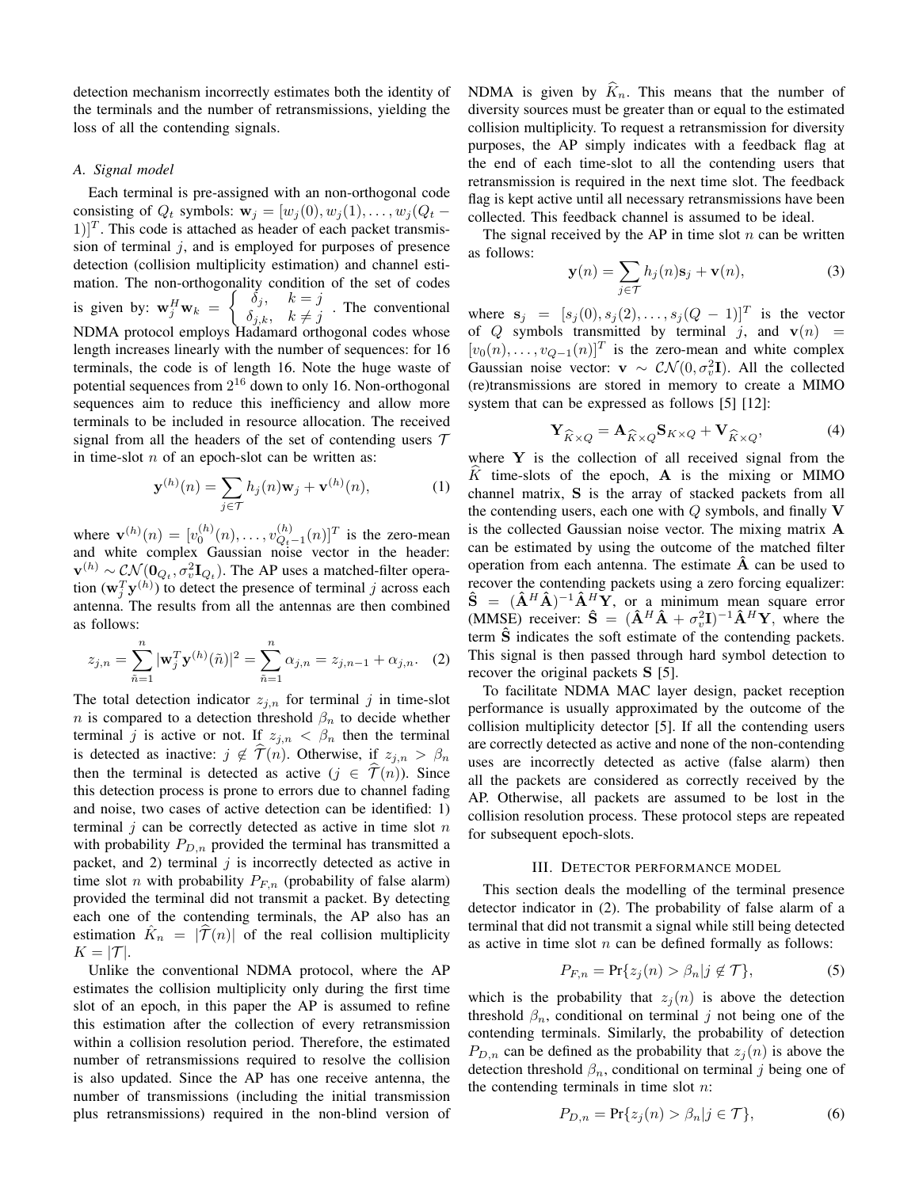detection mechanism incorrectly estimates both the identity of the terminals and the number of retransmissions, yielding the loss of all the contending signals.

### A. Signal model

Each terminal is pre-assigned with an non-orthogonal code consisting of $Q_t$ symbols: $\mathbf{w}_j = [w_j(0), w_j(1), \ldots, w_j(Q_t - 1)]^T$. This code is attached as header of each packet transmission of terminal $j$, and is employed for purposes of presence detection (collision multiplicity estimation) and channel estimation. The non-orthogonality condition of the set of codes is given by: $\mathbf{w}_j^H \mathbf{w}_k = \begin{cases} \delta_j, & k = j \\ \delta_{j,k}, & k \neq j \end{cases}$. The conventional NDMA protocol employs Hadamard orthogonal codes whose length increases linearly with the number of sequences: for 16 terminals, the code is of length 16. Note the huge waste of potential sequences from $2^{16}$ down to only 16. Non-orthogonal sequences aim to reduce this inefficiency and allow more terminals to be included in resource allocation. The received signal from all the headers of the set of contending users $\mathcal{T}$ in time-slot $n$ of an epoch-slot can be written as:

$$\mathbf{y}^{(h)}(n) = \sum_{j \in \mathcal{T}} h_j(n) \mathbf{w}_j + \mathbf{v}^{(h)}(n), \tag{1}$$

where $\mathbf{v}^{(h)}(n) = [v_0^{(h)}(n), \ldots, v_{Q_t-1}^{(h)}(n)]^T$ is the zero-mean and white complex Gaussian noise vector in the header: $\mathbf{v}^{(h)} \sim \mathcal{CN}(\mathbf{0}_{Q_t}, \sigma_v^2 \mathbf{I}_{Q_t})$. The AP uses a matched-filter operation ($\mathbf{w}_j^T \mathbf{y}^{(h)}$) to detect the presence of terminal $j$ across each antenna. The results from all the antennas are then combined as follows:

$$z_{j,n} = \sum_{\tilde{n}=1}^{n} |\mathbf{w}_j^T \mathbf{y}^{(h)}(\tilde{n})|^2 = \sum_{\tilde{n}=1}^{n} \alpha_{j,n} = z_{j,n-1} + \alpha_{j,n}. \tag{2}$$

The total detection indicator $z_{j,n}$ for terminal $j$ in time-slot $n$ is compared to a detection threshold $\beta_n$ to decide whether terminal $j$ is active or not. If $z_{j,n} < \beta_n$ then the terminal is detected as inactive: $j \notin \widehat{\mathcal{T}}(n)$. Otherwise, if $z_{j,n} > \beta_n$ then the terminal is detected as active ($j \in \widehat{\mathcal{T}}(n)$). Since this detection process is prone to errors due to channel fading and noise, two cases of active detection can be identified: 1) terminal $j$ can be correctly detected as active in time slot $n$ with probability $P_{D,n}$ provided the terminal has transmitted a packet, and 2) terminal $j$ is incorrectly detected as active in time slot $n$ with probability $P_{F,n}$ (probability of false alarm) provided the terminal did not transmit a packet. By detecting each one of the contending terminals, the AP also has an estimation $\hat{K}_n = |\widehat{\mathcal{T}}(n)|$ of the real collision multiplicity $K = |\mathcal{T}|$.

Unlike the conventional NDMA protocol, where the AP estimates the collision multiplicity only during the first time slot of an epoch, in this paper the AP is assumed to refine this estimation after the collection of every retransmission within a collision resolution period. Therefore, the estimated number of retransmissions required to resolve the collision is also updated. Since the AP has one receive antenna, the number of transmissions (including the initial transmission plus retransmissions) required in the non-blind version of NDMA is given by $\widehat{K}_n$. This means that the number of diversity sources must be greater than or equal to the estimated collision multiplicity. To request a retransmission for diversity purposes, the AP simply indicates with a feedback flag at the end of each time-slot to all the contending users that retransmission is required in the next time slot. The feedback flag is kept active until all necessary retransmissions have been collected. This feedback channel is assumed to be ideal.

The signal received by the AP in time slot $n$ can be written as follows:

$$\mathbf{y}(n) = \sum_{j \in \mathcal{T}} h_j(n) \mathbf{s}_j + \mathbf{v}(n), \tag{3}$$

where $\mathbf{s}_j = [s_j(0), s_j(2), \ldots, s_j(Q-1)]^T$ is the vector of $Q$ symbols transmitted by terminal $j$, and $\mathbf{v}(n) = [v_0(n), \ldots, v_{Q-1}(n)]^T$ is the zero-mean and white complex Gaussian noise vector: $\mathbf{v} \sim \mathcal{CN}(0, \sigma_v^2 \mathbf{I})$. All the collected (re)transmissions are stored in memory to create a MIMO system that can be expressed as follows [5] [12]:

$$\mathbf{Y}_{\widehat{K} \times Q} = \mathbf{A}_{\widehat{K} \times Q} \mathbf{S}_{K \times Q} + \mathbf{V}_{\widehat{K} \times Q}, \tag{4}$$

where $\mathbf{Y}$ is the collection of all received signal from the $\widehat{K}$ time-slots of the epoch, $\mathbf{A}$ is the mixing or MIMO channel matrix, $\mathbf{S}$ is the array of stacked packets from all the contending users, each one with $Q$ symbols, and finally $\mathbf{V}$ is the collected Gaussian noise vector. The mixing matrix $\mathbf{A}$ can be estimated by using the outcome of the matched filter operation from each antenna. The estimate $\hat{\mathbf{A}}$ can be used to recover the contending packets using a zero forcing equalizer: $\hat{\mathbf{S}} = (\hat{\mathbf{A}}^H \hat{\mathbf{A}})^{-1} \hat{\mathbf{A}}^H \mathbf{Y}$, or a minimum mean square error (MMSE) receiver: $\hat{\mathbf{S}} = (\hat{\mathbf{A}}^H \hat{\mathbf{A}} + \sigma_v^2 \mathbf{I})^{-1} \hat{\mathbf{A}}^H \mathbf{Y}$, where the term $\hat{\mathbf{S}}$ indicates the soft estimate of the contending packets. This signal is then passed through hard symbol detection to recover the original packets $\mathbf{S}$ [5].

To facilitate NDMA MAC layer design, packet reception performance is usually approximated by the outcome of the collision multiplicity detector [5]. If all the contending users are correctly detected as active and none of the non-contending uses are incorrectly detected as active (false alarm) then all the packets are considered as correctly received by the AP. Otherwise, all packets are assumed to be lost in the collision resolution process. These protocol steps are repeated for subsequent epoch-slots.

## III. Detector performance model

This section deals the modelling of the terminal presence detector indicator in (2). The probability of false alarm of a terminal that did not transmit a signal while still being detected as active in time slot $n$ can be defined formally as follows:

$$P_{F,n} = \Pr\{z_j(n) > \beta_n | j \notin \mathcal{T}\}, \tag{5}$$

which is the probability that $z_j(n)$ is above the detection threshold $\beta_n$, conditional on terminal $j$ not being one of the contending terminals. Similarly, the probability of detection $P_{D,n}$ can be defined as the probability that $z_j(n)$ is above the detection threshold $\beta_n$, conditional on terminal $j$ being one of the contending terminals in time slot $n$:

$$P_{D,n} = \Pr\{z_j(n) > \beta_n | j \in \mathcal{T}\}, \tag{6}$$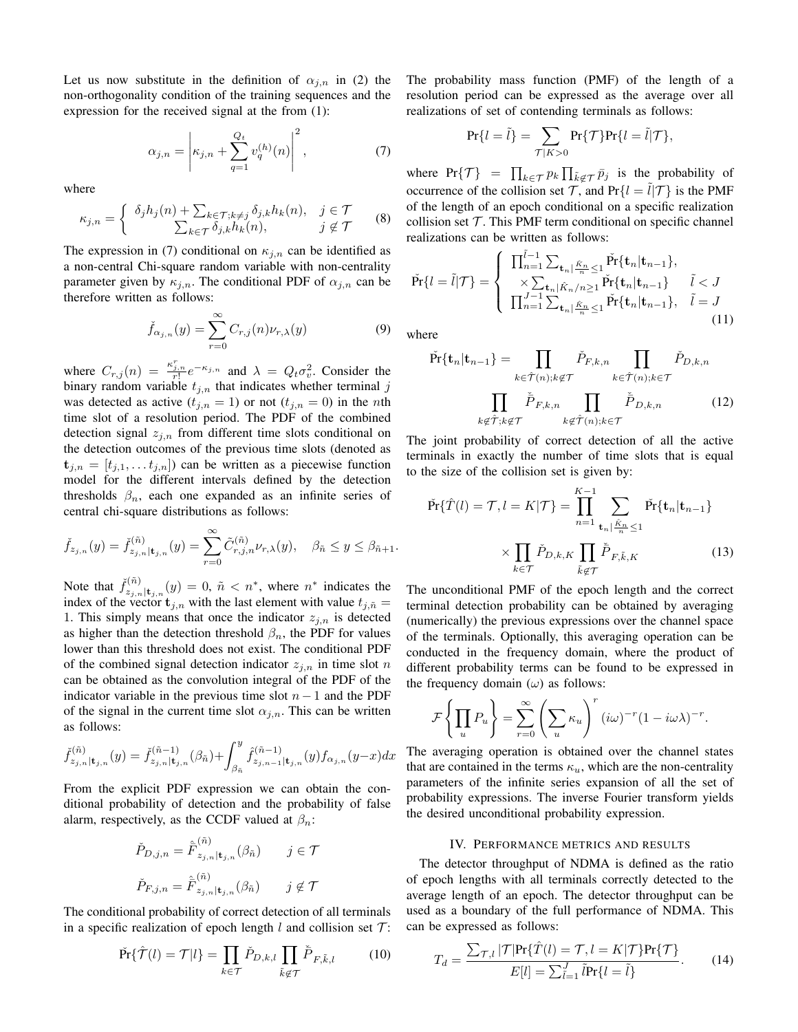Let us now substitute in the definition of $\alpha_{j,n}$ in (2) the non-orthogonality condition of the training sequences and the expression for the received signal at the from (1):

$$\alpha_{j,n} = \left| \kappa_{j,n} + \sum_{q=1}^{Q_t} v_q^{(h)}(n) \right|^2, \tag{7}$$

where

$$\kappa_{j,n} = \begin{cases} \delta_j h_j(n) + \sum_{k\in\mathcal{T};k\neq j} \delta_{j,k} h_k(n), & j \in \mathcal{T} \\ \sum_{k\in\mathcal{T}} \delta_{j,k} h_k(n), & j \notin \mathcal{T} \end{cases} \tag{8}$$

The expression in (7) conditional on $\kappa_{j,n}$ can be identified as a non-central Chi-square random variable with non-centrality parameter given by $\kappa_{j,n}$. The conditional PDF of $\alpha_{j,n}$ can be therefore written as follows:

$$\check{f}_{\alpha_{j,n}}(y) = \sum_{r=0}^{\infty} C_{r,j}(n) \nu_{r,\lambda}(y) \tag{9}$$

where $C_{r,j}(n) = \frac{\kappa_{j,n}^r}{r!} e^{-\kappa_{j,n}}$ and $\lambda = Q_t \sigma_v^2$. Consider the binary random variable $t_{j,n}$ that indicates whether terminal $j$ was detected as active ($t_{j,n} = 1$) or not ($t_{j,n} = 0$) in the $n$th time slot of a resolution period. The PDF of the combined detection signal $z_{j,n}$ from different time slots conditional on the detection outcomes of the previous time slots (denoted as $\mathbf{t}_{j,n} = [t_{j,1}, \dots t_{j,n}]$) can be written as a piecewise function model for the different intervals defined by the detection thresholds $\beta_n$, each one expanded as an infinite series of central chi-square distributions as follows:

$$\check{f}_{z_{j,n}}(y) = \check{f}^{(\tilde{n})}_{z_{j,n}|\mathbf{t}_{j,n}}(y) = \sum_{r=0}^{\infty} \tilde{C}^{(\tilde{n})}_{r,j,n} \nu_{r,\lambda}(y), \quad \beta_{\tilde{n}} \leq y \leq \beta_{\tilde{n}+1}.$$

Note that $\check{f}^{(\tilde{n})}_{z_{j,n}|\mathbf{t}_{j,n}}(y) = 0$, $\tilde{n} < n^*$, where $n^*$ indicates the index of the vector $\mathbf{t}_{j,n}$ with the last element with value $t_{j,\tilde{n}} = 1$. This simply means that once the indicator $z_{j,n}$ is detected as higher than the detection threshold $\beta_n$, the PDF for values lower than this threshold does not exist. The conditional PDF of the combined signal detection indicator $z_{j,n}$ in time slot $n$ can be obtained as the convolution integral of the PDF of the indicator variable in the previous time slot $n-1$ and the PDF of the signal in the current time slot $\alpha_{j,n}$. This can be written as follows:

$$\check{f}^{(\tilde{n})}_{z_{j,n}|\mathbf{t}_{j,n}}(y) = \check{f}^{(\tilde{n}-1)}_{z_{j,n}|\mathbf{t}_{j,n}}(\beta_{\tilde{n}}) + \int_{\beta_{\tilde{n}}}^{y} \hat{f}^{(\tilde{n}-1)}_{z_{j,n-1}|\mathbf{t}_{j,n}}(y) f_{\alpha_{j,n}}(y-x) dx$$

From the explicit PDF expression we can obtain the conditional probability of detection and the probability of false alarm, respectively, as the CCDF valued at $\beta_n$:

$$\check{P}_{D,j,n} = \hat{\bar{F}}^{(\tilde{n})}_{z_{j,n}|\mathbf{t}_{j,n}}(\beta_{\tilde{n}}) \qquad j \in \mathcal{T}$$

$$\check{P}_{F,j,n} = \hat{\bar{F}}^{(\tilde{n})}_{z_{j,n}|\mathbf{t}_{j,n}}(\beta_{\tilde{n}}) \qquad j \notin \mathcal{T}$$

The conditional probability of correct detection of all terminals in a specific realization of epoch length $l$ and collision set $\mathcal{T}$:

$$\check{\Pr}\{\hat{\mathcal{T}}(l) = \mathcal{T}|l\} = \prod_{k\in\mathcal{T}} \check{P}_{D,k,l} \prod_{\tilde{k}\notin\mathcal{T}} \check{\bar{P}}_{F,\tilde{k},l} \tag{10}$$

The probability mass function (PMF) of the length of a resolution period can be expressed as the average over all realizations of set of contending terminals as follows:

$$\Pr\{l = \tilde{l}\} = \sum_{\mathcal{T}|K>0} \Pr\{\mathcal{T}\} \Pr\{l = \tilde{l}|\mathcal{T}\},$$

where $\Pr\{\mathcal{T}\} = \prod_{k\in\mathcal{T}} p_k \prod_{\tilde{k}\notin\mathcal{T}} \bar{p}_j$ is the probability of occurrence of the collision set $\mathcal{T}$, and $\Pr\{l = \tilde{l}|\mathcal{T}\}$ is the PMF of the length of an epoch conditional on a specific realization collision set $\mathcal{T}$. This PMF term conditional on specific channel realizations can be written as follows:

$$\check{\Pr}\{l = \tilde{l}|\mathcal{T}\} = \begin{cases} \prod_{n=1}^{\tilde{l}-1} \sum_{\mathbf{t}_n|\frac{\hat{K}_n}{n}\leq 1} \check{\Pr}\{\mathbf{t}_n|\mathbf{t}_{n-1}\}, & \\ \quad \times \sum_{\mathbf{t}_n|\hat{K}_n/n\geq 1} \check{\Pr}\{\mathbf{t}_n|\mathbf{t}_{n-1}\} & \tilde{l} < J \\ \prod_{n=1}^{J-1} \sum_{\mathbf{t}_n|\frac{\hat{K}_n}{n}\leq 1} \check{\Pr}\{\mathbf{t}_n|\mathbf{t}_{n-1}\}, & \tilde{l} = J \end{cases} \tag{11}$$

where

$$\check{\Pr}\{\mathbf{t}_n|\mathbf{t}_{n-1}\} = \prod_{k\in\hat{\mathcal{T}}(n);k\notin\mathcal{T}} \check{P}_{F,k,n} \prod_{k\in\hat{\mathcal{T}}(n);k\in\mathcal{T}} \check{P}_{D,k,n}$$
$$\prod_{k\notin\hat{\mathcal{T}};k\notin\mathcal{T}} \check{\bar{P}}_{F,k,n} \prod_{k\notin\hat{\mathcal{T}}(n);k\in\mathcal{T}} \check{\bar{P}}_{D,k,n} \tag{12}$$

The joint probability of correct detection of all the active terminals in exactly the number of time slots that is equal to the size of the collision set is given by:

$$\check{\Pr}\{\hat{T}(l) = \mathcal{T}, l = K|\mathcal{T}\} = \prod_{n=1}^{K-1} \sum_{\mathbf{t}_n|\frac{\hat{K}_n}{n}\leq 1} \check{\Pr}\{\mathbf{t}_n|\mathbf{t}_{n-1}\}$$
$$\times \prod_{k\in\mathcal{T}} \check{P}_{D,k,K} \prod_{\tilde{k}\notin\mathcal{T}} \check{\bar{P}}_{F,\tilde{k},K} \tag{13}$$

The unconditional PMF of the epoch length and the correct terminal detection probability can be obtained by averaging (numerically) the previous expressions over the channel space of the terminals. Optionally, this averaging operation can be conducted in the frequency domain, where the product of different probability terms can be found to be expressed in the frequency domain ($\omega$) as follows:

$$\mathcal{F}\left\{\prod_u P_u\right\} = \sum_{r=0}^{\infty} \left(\sum_u \kappa_u\right)^r (i\omega)^{-r} (1 - i\omega\lambda)^{-r}.$$

The averaging operation is obtained over the channel states that are contained in the terms $\kappa_u$, which are the non-centrality parameters of the infinite series expansion of all the set of probability expressions. The inverse Fourier transform yields the desired unconditional probability expression.

## IV. Performance metrics and results

The detector throughput of NDMA is defined as the ratio of epoch lengths with all terminals correctly detected to the average length of an epoch. The detector throughput can be used as a boundary of the full performance of NDMA. This can be expressed as follows:

$$T_d = \frac{\sum_{\mathcal{T},l} |\mathcal{T}| \Pr\{\hat{T}(l) = \mathcal{T}, l = K|\mathcal{T}\} \Pr\{\mathcal{T}\}}{E[l] = \sum_{\tilde{l}=1}^{J} \tilde{l} \Pr\{l = \tilde{l}\}}. \tag{14}$$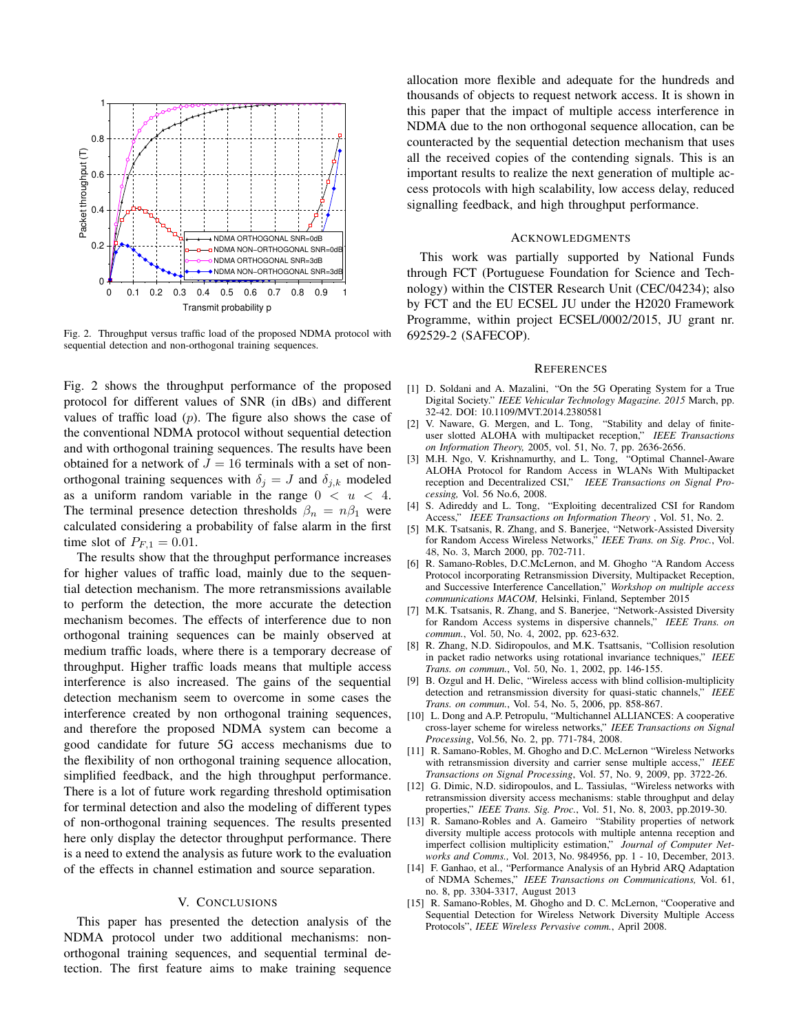1
0.8
0.6
0.4
0.2
0
Packet throughput (T)
0 0.1 0.2 0.3 0.4 0.5 0.6 0.7 0.8 0.9 1
Transmit probability p
NDMA ORTHOGONAL SNR=0dB
NDMA NON−ORTHOGONAL SNR=0dB
NDMA ORTHOGONAL SNR=3dB
NDMA NON−ORTHOGONAL SNR=3dB

Fig. 2. Throughput versus traffic load of the proposed NDMA protocol with sequential detection and non-orthogonal training sequences.

Fig. 2 shows the throughput performance of the proposed protocol for different values of SNR (in dBs) and different values of traffic load ($p$). The figure also shows the case of the conventional NDMA protocol without sequential detection and with orthogonal training sequences. The results have been obtained for a network of $J = 16$ terminals with a set of non-orthogonal training sequences with $\delta_j = J$ and $\delta_{j,k}$ modeled as a uniform random variable in the range $0 < u < 4$. The terminal presence detection thresholds $\beta_n = n\beta_1$ were calculated considering a probability of false alarm in the first time slot of $P_{F,1} = 0.01$.

The results show that the throughput performance increases for higher values of traffic load, mainly due to the sequential detection mechanism. The more retransmissions available to perform the detection, the more accurate the detection mechanism becomes. The effects of interference due to non orthogonal training sequences can be mainly observed at medium traffic loads, where there is a temporary decrease of throughput. Higher traffic loads means that multiple access interference is also increased. The gains of the sequential detection mechanism seem to overcome in some cases the interference created by non orthogonal training sequences, and therefore the proposed NDMA system can become a good candidate for future 5G access mechanisms due to the flexibility of non orthogonal training sequence allocation, simplified feedback, and the high throughput performance. There is a lot of future work regarding threshold optimisation for terminal detection and also the modeling of different types of non-orthogonal training sequences. The results presented here only display the detector throughput performance. There is a need to extend the analysis as future work to the evaluation of the effects in channel estimation and source separation.

## V. Conclusions

This paper has presented the detection analysis of the NDMA protocol under two additional mechanisms: non-orthogonal training sequences, and sequential terminal detection. The first feature aims to make training sequence allocation more flexible and adequate for the hundreds and thousands of objects to request network access. It is shown in this paper that the impact of multiple access interference in NDMA due to the non orthogonal sequence allocation, can be counteracted by the sequential detection mechanism that uses all the received copies of the contending signals. This is an important results to realize the next generation of multiple access protocols with high scalability, low access delay, reduced signalling feedback, and high throughput performance.

## Acknowledgments

This work was partially supported by National Funds through FCT (Portuguese Foundation for Science and Technology) within the CISTER Research Unit (CEC/04234); also by FCT and the EU ECSEL JU under the H2020 Framework Programme, within project ECSEL/0002/2015, JU grant nr. 692529-2 (SAFECOP).

## References

[1] D. Soldani and A. Mazalini, "On the 5G Operating System for a True Digital Society." *IEEE Vehicular Technology Magazine. 2015* March, pp. 32-42. DOI: 10.1109/MVT.2014.2380581

[2] V. Naware, G. Mergen, and L. Tong, "Stability and delay of finite-user slotted ALOHA with multipacket reception," *IEEE Transactions on Information Theory,* 2005, vol. 51, No. 7, pp. 2636-2656.

[3] M.H. Ngo, V. Krishnamurthy, and L. Tong, "Optimal Channel-Aware ALOHA Protocol for Random Access in WLANs With Multipacket reception and Decentralized CSI," *IEEE Transactions on Signal Processing,* Vol. 56 No.6, 2008.

[4] S. Adireddy and L. Tong, "Exploiting decentralized CSI for Random Access," *IEEE Transactions on Information Theory* , Vol. 51, No. 2.

[5] M.K. Tsatsanis, R. Zhang, and S. Banerjee, "Network-Assisted Diversity for Random Access Wireless Networks," *IEEE Trans. on Sig. Proc.*, Vol. 48, No. 3, March 2000, pp. 702-711.

[6] R. Samano-Robles, D.C.McLernon, and M. Ghogho "A Random Access Protocol incorporating Retransmission Diversity, Multipacket Reception, and Successive Interference Cancellation," *Workshop on multiple access communications MACOM,* Helsinki, Finland, September 2015

[7] M.K. Tsatsanis, R. Zhang, and S. Banerjee, "Network-Assisted Diversity for Random Access systems in dispersive channels," *IEEE Trans. on commun.*, Vol. 50, No. 4, 2002, pp. 623-632.

[8] R. Zhang, N.D. Sidiropoulos, and M.K. Tsattsanis, "Collision resolution in packet radio networks using rotational invariance techniques," *IEEE Trans. on commun.*, Vol. 50, No. 1, 2002, pp. 146-155.

[9] B. Ozgul and H. Delic, "Wireless access with blind collision-multiplicity detection and retransmission diversity for quasi-static channels," *IEEE Trans. on commun.*, Vol. 54, No. 5, 2006, pp. 858-867.

[10] L. Dong and A.P. Petropulu, "Multichannel ALLIANCES: A cooperative cross-layer scheme for wireless networks," *IEEE Transactions on Signal Processing*, Vol.56, No. 2, pp. 771-784, 2008.

[11] R. Samano-Robles, M. Ghogho and D.C. McLernon "Wireless Networks with retransmission diversity and carrier sense multiple access," *IEEE Transactions on Signal Processing*, Vol. 57, No. 9, 2009, pp. 3722-26.

[12] G. Dimic, N.D. sidiropoulos, and L. Tassiulas, "Wireless networks with retransmission diversity access mechanisms: stable throughput and delay properties," *IEEE Trans. Sig. Proc.*, Vol. 51, No. 8, 2003, pp.2019-30.

[13] R. Samano-Robles and A. Gameiro "Stability properties of network diversity multiple access protocols with multiple antenna reception and imperfect collision multiplicity estimation," *Journal of Computer Networks and Comms.,* Vol. 2013, No. 984956, pp. 1 - 10, December, 2013.

[14] F. Ganhao, et al., "Performance Analysis of an Hybrid ARQ Adaptation of NDMA Schemes," *IEEE Transactions on Communications,* Vol. 61, no. 8, pp. 3304-3317, August 2013

[15] R. Samano-Robles, M. Ghogho and D. C. McLernon, "Cooperative and Sequential Detection for Wireless Network Diversity Multiple Access Protocols", *IEEE Wireless Pervasive comm.*, April 2008.